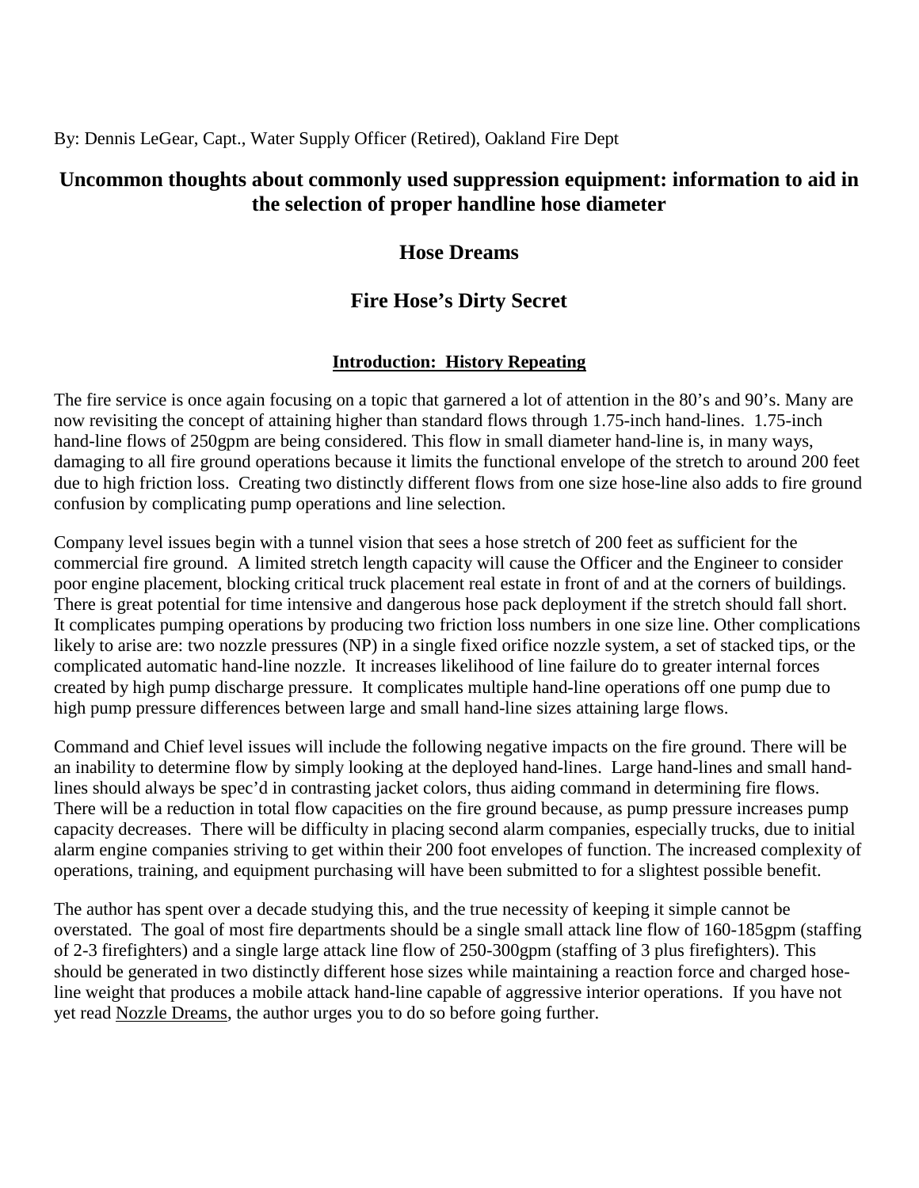By: Dennis LeGear, Capt., Water Supply Officer (Retired), Oakland Fire Dept

# Uncommon thoughts about commonly used suppression equipment: information to aid in the selection of proper handline hose diameter

## Hose Dreams

## Fire Hose's Dirty Secret

### Introduction: History Repeating

The fire service is once again focusing on a topic that garnered a lot of attention in the 80's and 90's. Many are now revisiting the concept of attaining higher than standard flows through 1.75-inch hand-lines. 1.75-inch hand-line flows of 250gpm are being considered. This flow in small diameter hand-line is, in many ways, damaging to all fire ground operations because it limits the functional envelope of the stretch to around 200 feet due to high friction loss. Creating two distinctly different flows from one size hose-line also adds to fire ground confusion by complicating pump operations and line selection.

Company level issues begin with a tunnel vision that sees a hose stretch of 200 feet as sufficient for the commercial fire ground. A limited stretch length capacity will cause the Officer and the Engineer to consider poor engine placement, blocking critical truck placement real estate in front of and at the corners of buildings. There is great potential for time intensive and dangerous hose pack deployment if the stretch should fall short. It complicates pumping operations by producing two friction loss numbers in one size line. Other complications likely to arise are: two nozzle pressures (NP) in a single fixed orifice nozzle system, a set of stacked tips, or the complicated automatic hand-line nozzle. It increases likelihood of line failure do to greater internal forces created by high pump discharge pressure. It complicates multiple hand-line operations off one pump due to high pump pressure differences between large and small hand-line sizes attaining large flows.

Command and Chief level issues will include the following negative impacts on the fire ground. There will be an inability to determine flow by simply looking at the deployed hand-lines. Large hand-lines and small hand-lines should always be spec'd in contrasting jacket colors, thus aiding command in determining fire flows. There will be a reduction in total flow capacities on the fire ground because, as pump pressure increases pump capacity decreases. There will be difficulty in placing second alarm companies, especially trucks, due to initial alarm engine companies striving to get within their 200 foot envelopes of function. The increased complexity of operations, training, and equipment purchasing will have been submitted to for a slightest possible benefit.

The author has spent over a decade studying this, and the true necessity of keeping it simple cannot be overstated. The goal of most fire departments should be a single small attack line flow of 160-185gpm (staffing of 2-3 firefighters) and a single large attack line flow of 250-300gpm (staffing of 3 plus firefighters). This should be generated in two distinctly different hose sizes while maintaining a reaction force and charged hose-line weight that produces a mobile attack hand-line capable of aggressive interior operations. If you have not yet read Nozzle Dreams, the author urges you to do so before going further.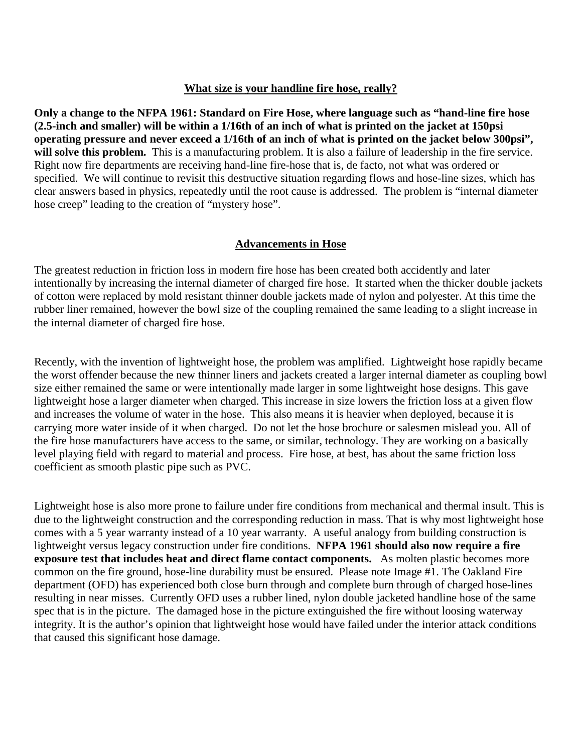## What size is your handline fire hose, really?

**Only a change to the NFPA 1961: Standard on Fire Hose, where language such as "hand-line fire hose (2.5-inch and smaller) will be within a 1/16th of an inch of what is printed on the jacket at 150psi operating pressure and never exceed a 1/16th of an inch of what is printed on the jacket below 300psi", will solve this problem.** This is a manufacturing problem. It is also a failure of leadership in the fire service. Right now fire departments are receiving hand-line fire-hose that is, de facto, not what was ordered or specified. We will continue to revisit this destructive situation regarding flows and hose-line sizes, which has clear answers based in physics, repeatedly until the root cause is addressed. The problem is "internal diameter hose creep" leading to the creation of "mystery hose".

## Advancements in Hose

The greatest reduction in friction loss in modern fire hose has been created both accidently and later intentionally by increasing the internal diameter of charged fire hose. It started when the thicker double jackets of cotton were replaced by mold resistant thinner double jackets made of nylon and polyester. At this time the rubber liner remained, however the bowl size of the coupling remained the same leading to a slight increase in the internal diameter of charged fire hose.

Recently, with the invention of lightweight hose, the problem was amplified. Lightweight hose rapidly became the worst offender because the new thinner liners and jackets created a larger internal diameter as coupling bowl size either remained the same or were intentionally made larger in some lightweight hose designs. This gave lightweight hose a larger diameter when charged. This increase in size lowers the friction loss at a given flow and increases the volume of water in the hose. This also means it is heavier when deployed, because it is carrying more water inside of it when charged. Do not let the hose brochure or salesmen mislead you. All of the fire hose manufacturers have access to the same, or similar, technology. They are working on a basically level playing field with regard to material and process. Fire hose, at best, has about the same friction loss coefficient as smooth plastic pipe such as PVC.

Lightweight hose is also more prone to failure under fire conditions from mechanical and thermal insult. This is due to the lightweight construction and the corresponding reduction in mass. That is why most lightweight hose comes with a 5 year warranty instead of a 10 year warranty. A useful analogy from building construction is lightweight versus legacy construction under fire conditions. **NFPA 1961 should also now require a fire exposure test that includes heat and direct flame contact components.** As molten plastic becomes more common on the fire ground, hose-line durability must be ensured. Please note Image #1. The Oakland Fire department (OFD) has experienced both close burn through and complete burn through of charged hose-lines resulting in near misses. Currently OFD uses a rubber lined, nylon double jacketed handline hose of the same spec that is in the picture. The damaged hose in the picture extinguished the fire without loosing waterway integrity. It is the author's opinion that lightweight hose would have failed under the interior attack conditions that caused this significant hose damage.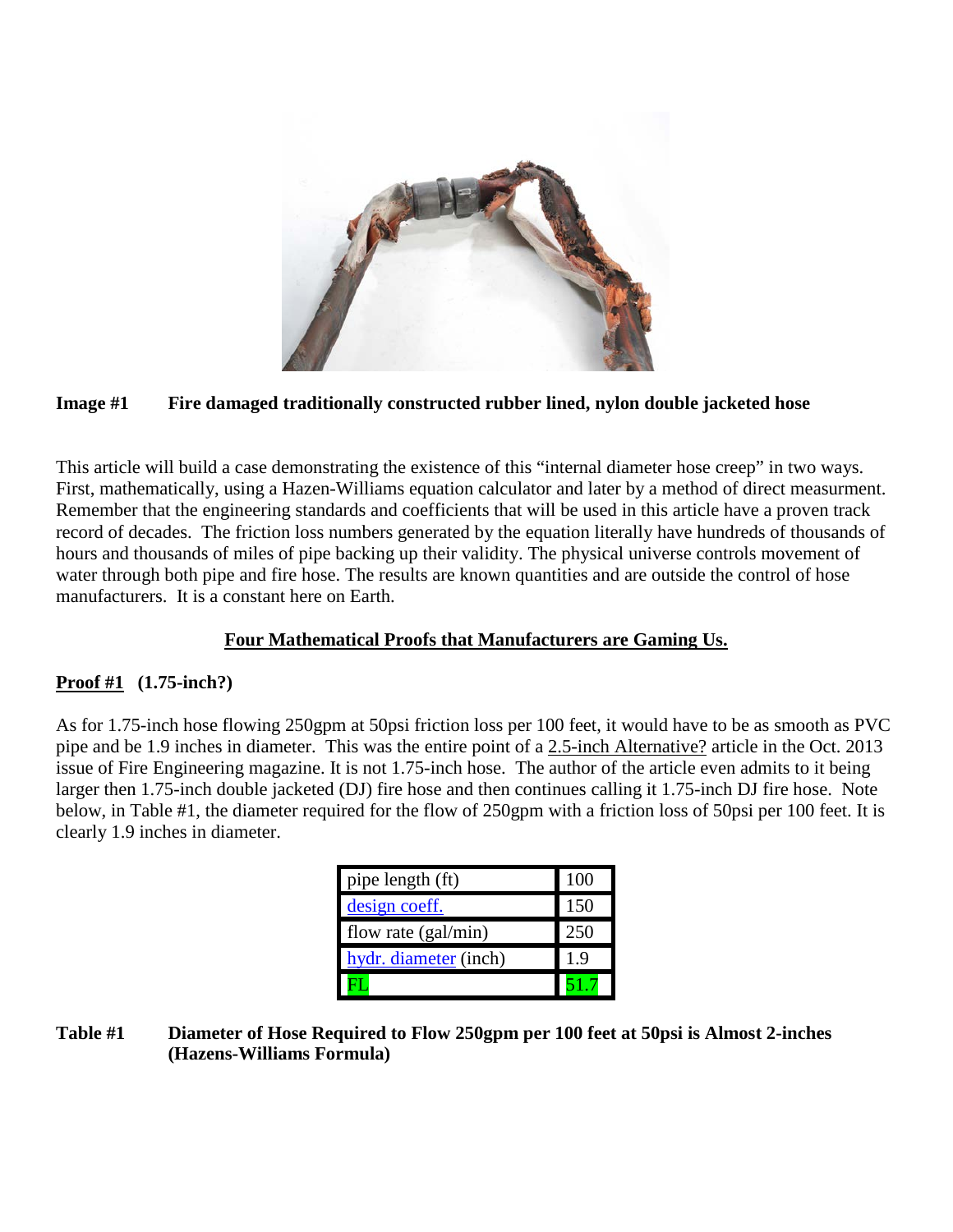**Image #1 Fire damaged traditionally constructed rubber lined, nylon double jacketed hose**

This article will build a case demonstrating the existence of this "internal diameter hose creep" in two ways. First, mathematically, using a Hazen-Williams equation calculator and later by a method of direct measurment. Remember that the engineering standards and coefficients that will be used in this article have a proven track record of decades. The friction loss numbers generated by the equation literally have hundreds of thousands of hours and thousands of miles of pipe backing up their validity. The physical universe controls movement of water through both pipe and fire hose. The results are known quantities and are outside the control of hose manufacturers. It is a constant here on Earth.

## Four Mathematical Proofs that Manufacturers are Gaming Us.

### Proof #1 (1.75-inch?)

As for 1.75-inch hose flowing 250gpm at 50psi friction loss per 100 feet, it would have to be as smooth as PVC pipe and be 1.9 inches in diameter. This was the entire point of a 2.5-inch Alternative? article in the Oct. 2013 issue of Fire Engineering magazine. It is not 1.75-inch hose. The author of the article even admits to it being larger then 1.75-inch double jacketed (DJ) fire hose and then continues calling it 1.75-inch DJ fire hose. Note below, in Table #1, the diameter required for the flow of 250gpm with a friction loss of 50psi per 100 feet. It is clearly 1.9 inches in diameter.

| pipe length (ft) | 100 |
|---|---|
| design coeff. | 150 |
| flow rate (gal/min) | 250 |
| hydr. diameter (inch) | 1.9 |
| FL | 51.7 |

**Table #1 Diameter of Hose Required to Flow 250gpm per 100 feet at 50psi is Almost 2-inches (Hazens-Williams Formula)**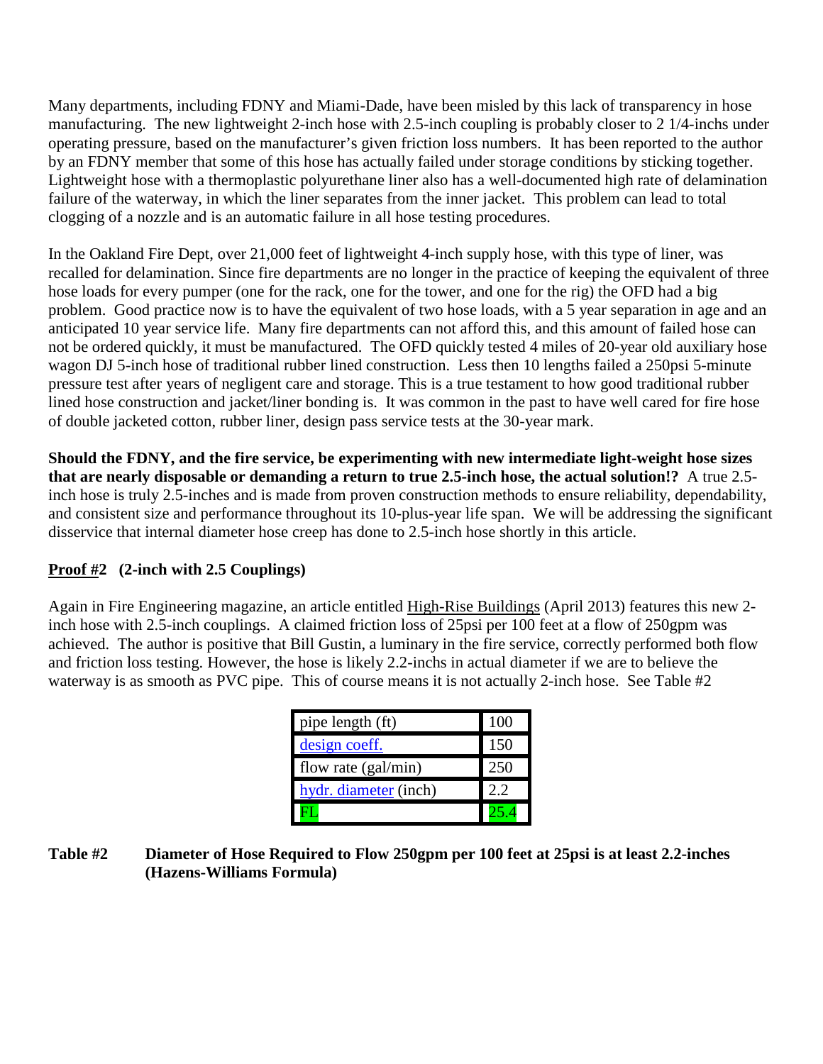Many departments, including FDNY and Miami-Dade, have been misled by this lack of transparency in hose manufacturing. The new lightweight 2-inch hose with 2.5-inch coupling is probably closer to 2 1/4-inchs under operating pressure, based on the manufacturer's given friction loss numbers. It has been reported to the author by an FDNY member that some of this hose has actually failed under storage conditions by sticking together. Lightweight hose with a thermoplastic polyurethane liner also has a well-documented high rate of delamination failure of the waterway, in which the liner separates from the inner jacket. This problem can lead to total clogging of a nozzle and is an automatic failure in all hose testing procedures.

In the Oakland Fire Dept, over 21,000 feet of lightweight 4-inch supply hose, with this type of liner, was recalled for delamination. Since fire departments are no longer in the practice of keeping the equivalent of three hose loads for every pumper (one for the rack, one for the tower, and one for the rig) the OFD had a big problem. Good practice now is to have the equivalent of two hose loads, with a 5 year separation in age and an anticipated 10 year service life. Many fire departments can not afford this, and this amount of failed hose can not be ordered quickly, it must be manufactured. The OFD quickly tested 4 miles of 20-year old auxiliary hose wagon DJ 5-inch hose of traditional rubber lined construction. Less then 10 lengths failed a 250psi 5-minute pressure test after years of negligent care and storage. This is a true testament to how good traditional rubber lined hose construction and jacket/liner bonding is. It was common in the past to have well cared for fire hose of double jacketed cotton, rubber liner, design pass service tests at the 30-year mark.

**Should the FDNY, and the fire service, be experimenting with new intermediate light-weight hose sizes that are nearly disposable or demanding a return to true 2.5-inch hose, the actual solution!?** A true 2.5-inch hose is truly 2.5-inches and is made from proven construction methods to ensure reliability, dependability, and consistent size and performance throughout its 10-plus-year life span. We will be addressing the significant disservice that internal diameter hose creep has done to 2.5-inch hose shortly in this article.

**Proof #2 (2-inch with 2.5 Couplings)**

Again in Fire Engineering magazine, an article entitled High-Rise Buildings (April 2013) features this new 2-inch hose with 2.5-inch couplings. A claimed friction loss of 25psi per 100 feet at a flow of 250gpm was achieved. The author is positive that Bill Gustin, a luminary in the fire service, correctly performed both flow and friction loss testing. However, the hose is likely 2.2-inchs in actual diameter if we are to believe the waterway is as smooth as PVC pipe. This of course means it is not actually 2-inch hose. See Table #2

| | |
|---|---|
| pipe length (ft) | 100 |
| design coeff. | 150 |
| flow rate (gal/min) | 250 |
| hydr. diameter (inch) | 2.2 |
| FL | 25.4 |

**Table #2 Diameter of Hose Required to Flow 250gpm per 100 feet at 25psi is at least 2.2-inches (Hazens-Williams Formula)**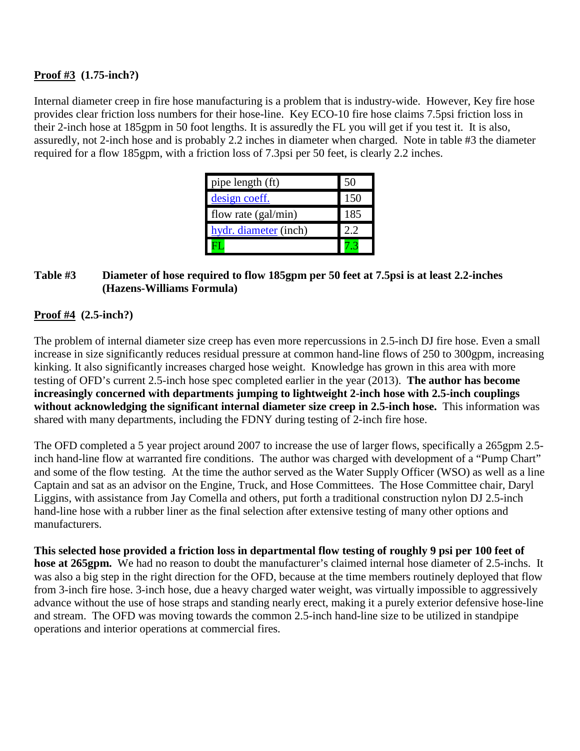**Proof #3** **(1.75-inch?)**

Internal diameter creep in fire hose manufacturing is a problem that is industry-wide. However, Key fire hose provides clear friction loss numbers for their hose-line. Key ECO-10 fire hose claims 7.5psi friction loss in their 2-inch hose at 185gpm in 50 foot lengths. It is assuredly the FL you will get if you test it. It is also, assuredly, not 2-inch hose and is probably 2.2 inches in diameter when charged. Note in table #3 the diameter required for a flow 185gpm, with a friction loss of 7.3psi per 50 feet, is clearly 2.2 inches.

| pipe length (ft) | 50 |
|---|---|
| design coeff. | 150 |
| flow rate (gal/min) | 185 |
| hydr. diameter (inch) | 2.2 |
| FL | 7.3 |

**Table #3** **Diameter of hose required to flow 185gpm per 50 feet at 7.5psi is at least 2.2-inches (Hazens-Williams Formula)**

**Proof #4** **(2.5-inch?)**

The problem of internal diameter size creep has even more repercussions in 2.5-inch DJ fire hose. Even a small increase in size significantly reduces residual pressure at common hand-line flows of 250 to 300gpm, increasing kinking. It also significantly increases charged hose weight. Knowledge has grown in this area with more testing of OFD's current 2.5-inch hose spec completed earlier in the year (2013). **The author has become increasingly concerned with departments jumping to lightweight 2-inch hose with 2.5-inch couplings without acknowledging the significant internal diameter size creep in 2.5-inch hose.** This information was shared with many departments, including the FDNY during testing of 2-inch fire hose.

The OFD completed a 5 year project around 2007 to increase the use of larger flows, specifically a 265gpm 2.5-inch hand-line flow at warranted fire conditions. The author was charged with development of a "Pump Chart" and some of the flow testing. At the time the author served as the Water Supply Officer (WSO) as well as a line Captain and sat as an advisor on the Engine, Truck, and Hose Committees. The Hose Committee chair, Daryl Liggins, with assistance from Jay Comella and others, put forth a traditional construction nylon DJ 2.5-inch hand-line hose with a rubber liner as the final selection after extensive testing of many other options and manufacturers.

**This selected hose provided a friction loss in departmental flow testing of roughly 9 psi per 100 feet of hose at 265gpm.** We had no reason to doubt the manufacturer's claimed internal hose diameter of 2.5-inchs. It was also a big step in the right direction for the OFD, because at the time members routinely deployed that flow from 3-inch fire hose. 3-inch hose, due a heavy charged water weight, was virtually impossible to aggressively advance without the use of hose straps and standing nearly erect, making it a purely exterior defensive hose-line and stream. The OFD was moving towards the common 2.5-inch hand-line size to be utilized in standpipe operations and interior operations at commercial fires.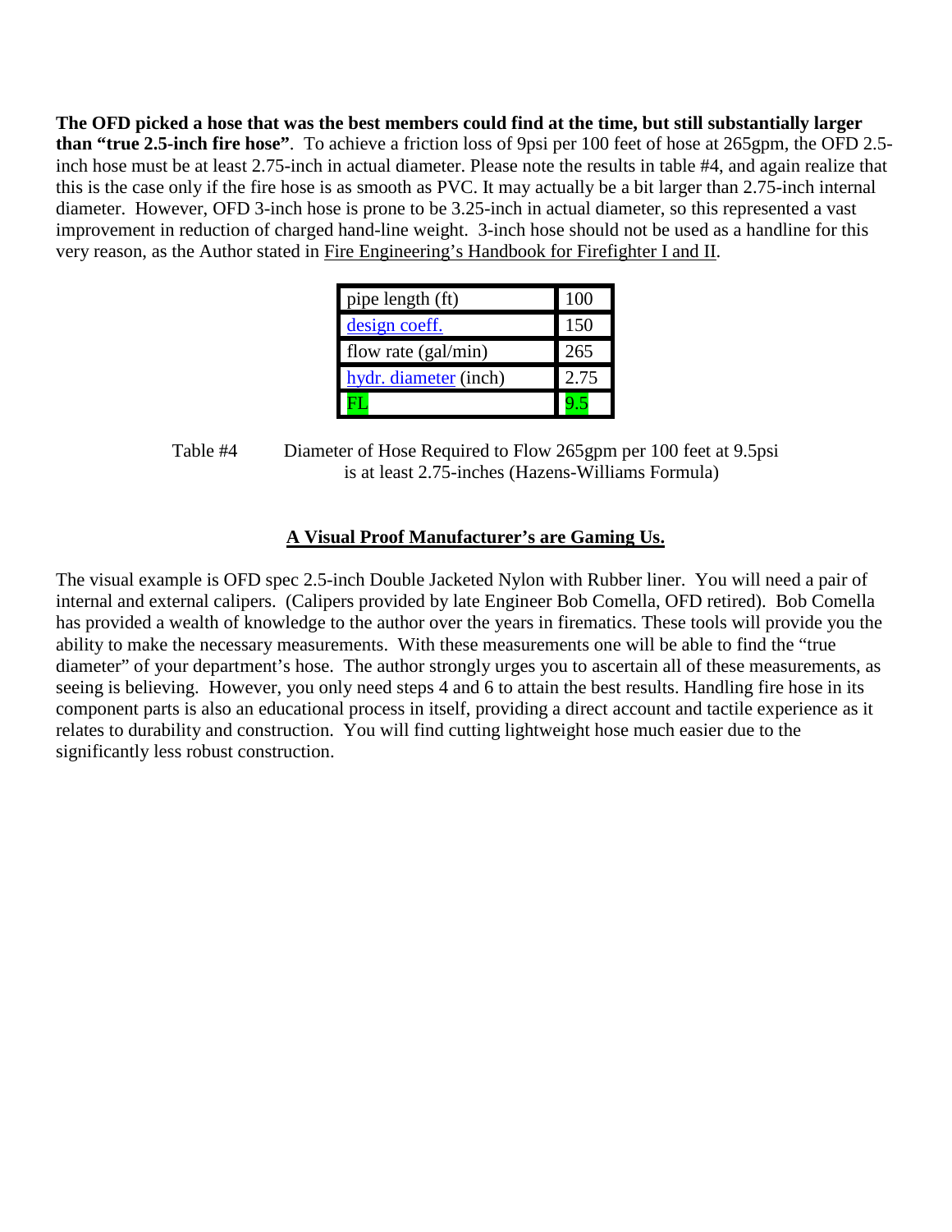**The OFD picked a hose that was the best members could find at the time, but still substantially larger than "true 2.5-inch fire hose"**. To achieve a friction loss of 9psi per 100 feet of hose at 265gpm, the OFD 2.5-inch hose must be at least 2.75-inch in actual diameter. Please note the results in table #4, and again realize that this is the case only if the fire hose is as smooth as PVC. It may actually be a bit larger than 2.75-inch internal diameter. However, OFD 3-inch hose is prone to be 3.25-inch in actual diameter, so this represented a vast improvement in reduction of charged hand-line weight. 3-inch hose should not be used as a handline for this very reason, as the Author stated in Fire Engineering's Handbook for Firefighter I and II.

| pipe length (ft) | 100 |
|---|---|
| design coeff. | 150 |
| flow rate (gal/min) | 265 |
| hydr. diameter (inch) | 2.75 |
| FL | 9.5 |

Table #4 Diameter of Hose Required to Flow 265gpm per 100 feet at 9.5psi is at least 2.75-inches (Hazens-Williams Formula)

**A Visual Proof Manufacturer's are Gaming Us.**

The visual example is OFD spec 2.5-inch Double Jacketed Nylon with Rubber liner. You will need a pair of internal and external calipers. (Calipers provided by late Engineer Bob Comella, OFD retired). Bob Comella has provided a wealth of knowledge to the author over the years in firematics. These tools will provide you the ability to make the necessary measurements. With these measurements one will be able to find the "true diameter" of your department's hose. The author strongly urges you to ascertain all of these measurements, as seeing is believing. However, you only need steps 4 and 6 to attain the best results. Handling fire hose in its component parts is also an educational process in itself, providing a direct account and tactile experience as it relates to durability and construction. You will find cutting lightweight hose much easier due to the significantly less robust construction.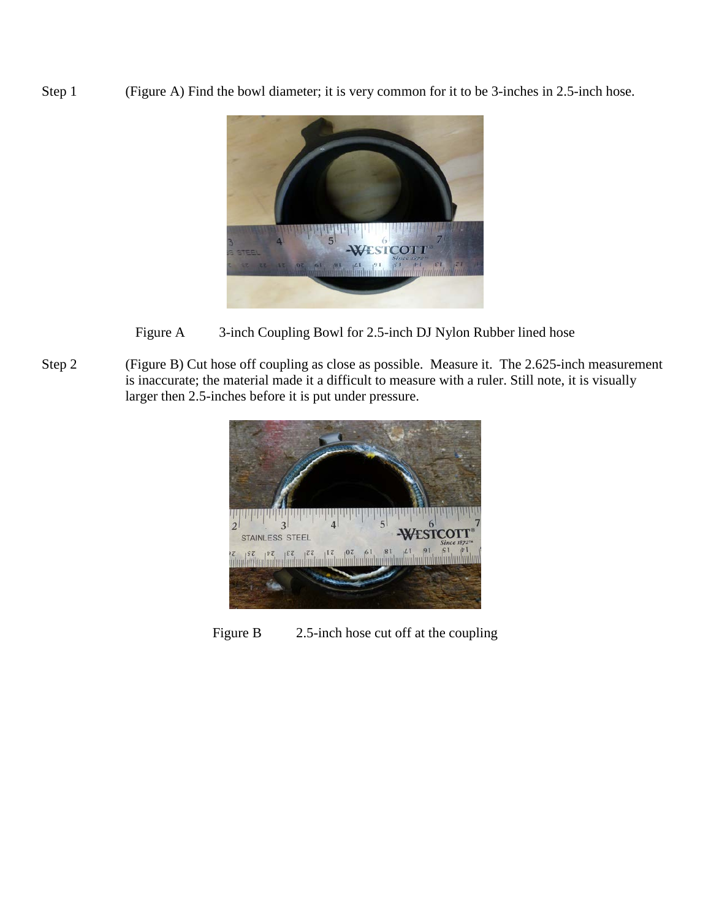Step 1 (Figure A) Find the bowl diameter; it is very common for it to be 3-inches in 2.5-inch hose.

Figure A 3-inch Coupling Bowl for 2.5-inch DJ Nylon Rubber lined hose

Step 2 (Figure B) Cut hose off coupling as close as possible. Measure it. The 2.625-inch measurement is inaccurate; the material made it a difficult to measure with a ruler. Still note, it is visually larger then 2.5-inches before it is put under pressure.

Figure B 2.5-inch hose cut off at the coupling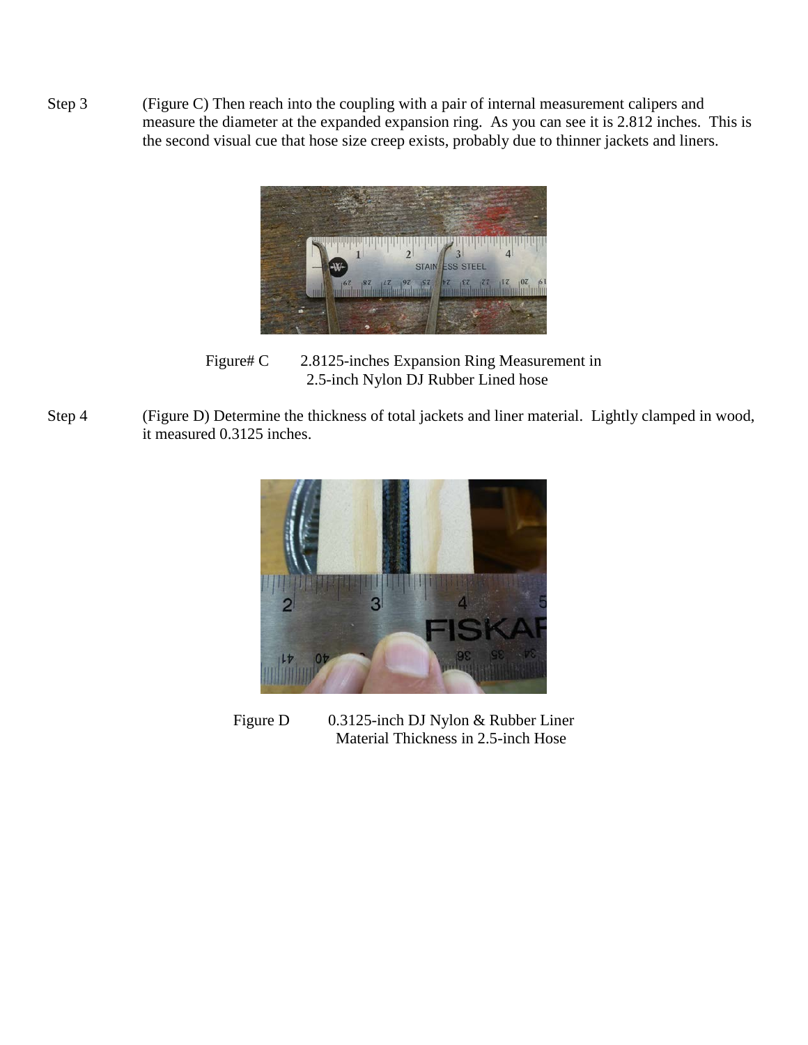Step 3 (Figure C) Then reach into the coupling with a pair of internal measurement calipers and measure the diameter at the expanded expansion ring. As you can see it is 2.812 inches. This is the second visual cue that hose size creep exists, probably due to thinner jackets and liners.

Figure# C 2.8125-inches Expansion Ring Measurement in 2.5-inch Nylon DJ Rubber Lined hose

Step 4 (Figure D) Determine the thickness of total jackets and liner material. Lightly clamped in wood, it measured 0.3125 inches.

Figure D 0.3125-inch DJ Nylon & Rubber Liner Material Thickness in 2.5-inch Hose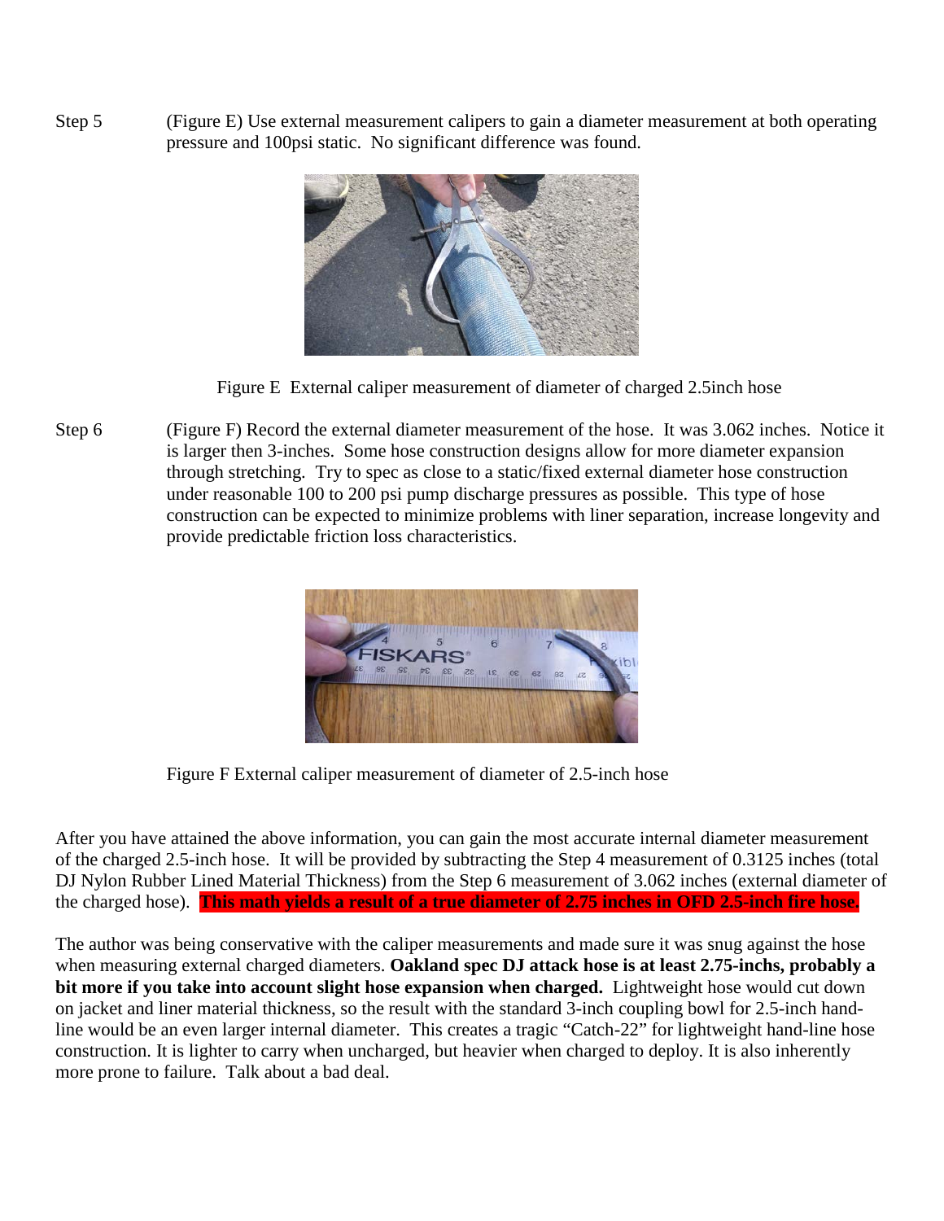Step 5 (Figure E) Use external measurement calipers to gain a diameter measurement at both operating pressure and 100psi static. No significant difference was found.

Figure E External caliper measurement of diameter of charged 2.5inch hose

Step 6 (Figure F) Record the external diameter measurement of the hose. It was 3.062 inches. Notice it is larger then 3-inches. Some hose construction designs allow for more diameter expansion through stretching. Try to spec as close to a static/fixed external diameter hose construction under reasonable 100 to 200 psi pump discharge pressures as possible. This type of hose construction can be expected to minimize problems with liner separation, increase longevity and provide predictable friction loss characteristics.

Figure F External caliper measurement of diameter of 2.5-inch hose

After you have attained the above information, you can gain the most accurate internal diameter measurement of the charged 2.5-inch hose. It will be provided by subtracting the Step 4 measurement of 0.3125 inches (total DJ Nylon Rubber Lined Material Thickness) from the Step 6 measurement of 3.062 inches (external diameter of the charged hose). **This math yields a result of a true diameter of 2.75 inches in OFD 2.5-inch fire hose.**

The author was being conservative with the caliper measurements and made sure it was snug against the hose when measuring external charged diameters. **Oakland spec DJ attack hose is at least 2.75-inchs, probably a bit more if you take into account slight hose expansion when charged.** Lightweight hose would cut down on jacket and liner material thickness, so the result with the standard 3-inch coupling bowl for 2.5-inch hand-line would be an even larger internal diameter. This creates a tragic "Catch-22" for lightweight hand-line hose construction. It is lighter to carry when uncharged, but heavier when charged to deploy. It is also inherently more prone to failure. Talk about a bad deal.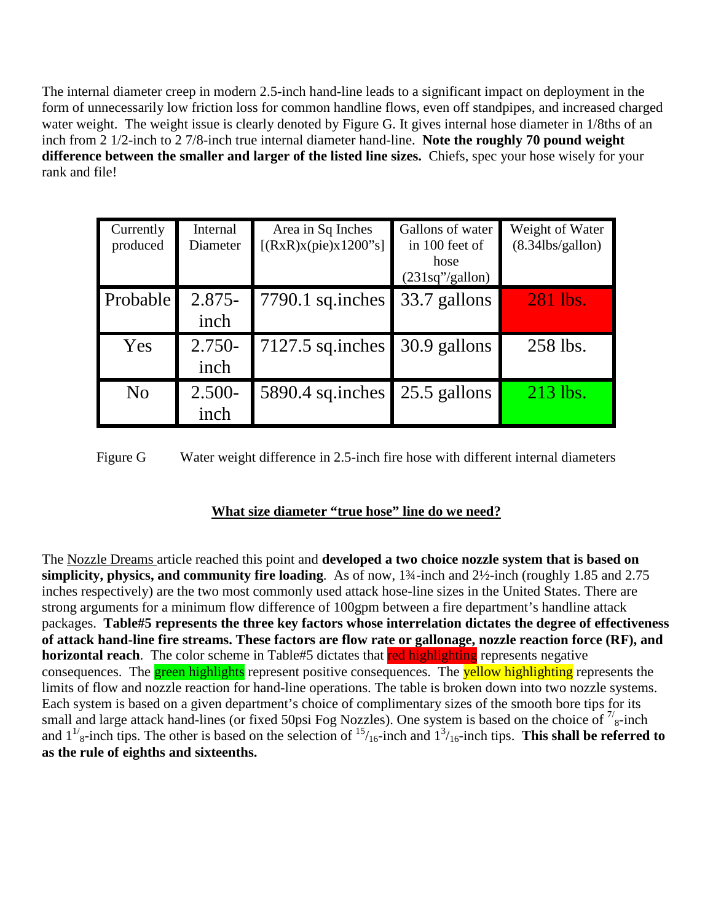The internal diameter creep in modern 2.5-inch hand-line leads to a significant impact on deployment in the form of unnecessarily low friction loss for common handline flows, even off standpipes, and increased charged water weight. The weight issue is clearly denoted by Figure G. It gives internal hose diameter in 1/8ths of an inch from 2 1/2-inch to 2 7/8-inch true internal diameter hand-line. **Note the roughly 70 pound weight difference between the smaller and larger of the listed line sizes.** Chiefs, spec your hose wisely for your rank and file!

| Currently produced | Internal Diameter | Area in Sq Inches [(RxR)x(pie)x1200"s] | Gallons of water in 100 feet of hose (231sq"/gallon) | Weight of Water (8.34lbs/gallon) |
|---|---|---|---|---|
| Probable | 2.875-inch | 7790.1 sq.inches | 33.7 gallons | 281 lbs. |
| Yes | 2.750-inch | 7127.5 sq.inches | 30.9 gallons | 258 lbs. |
| No | 2.500-inch | 5890.4 sq.inches | 25.5 gallons | 213 lbs. |

Figure G Water weight difference in 2.5-inch fire hose with different internal diameters

## What size diameter "true hose" line do we need?

The Nozzle Dreams article reached this point and **developed a two choice nozzle system that is based on simplicity, physics, and community fire loading**. As of now, 1¾-inch and 2½-inch (roughly 1.85 and 2.75 inches respectively) are the two most commonly used attack hose-line sizes in the United States. There are strong arguments for a minimum flow difference of 100gpm between a fire department's handline attack packages. **Table#5 represents the three key factors whose interrelation dictates the degree of effectiveness of attack hand-line fire streams. These factors are flow rate or gallonage, nozzle reaction force (RF), and horizontal reach**. The color scheme in Table#5 dictates that red highlighting represents negative consequences. The green highlights represent positive consequences. The yellow highlighting represents the limits of flow and nozzle reaction for hand-line operations. The table is broken down into two nozzle systems. Each system is based on a given department's choice of complimentary sizes of the smooth bore tips for its small and large attack hand-lines (or fixed 50psi Fog Nozzles). One system is based on the choice of $^{7}/_{8}$-inch and $1^{1}/_{8}$-inch tips. The other is based on the selection of $^{15}/_{16}$-inch and $1^{3}/_{16}$-inch tips. **This shall be referred to as the rule of eighths and sixteenths.**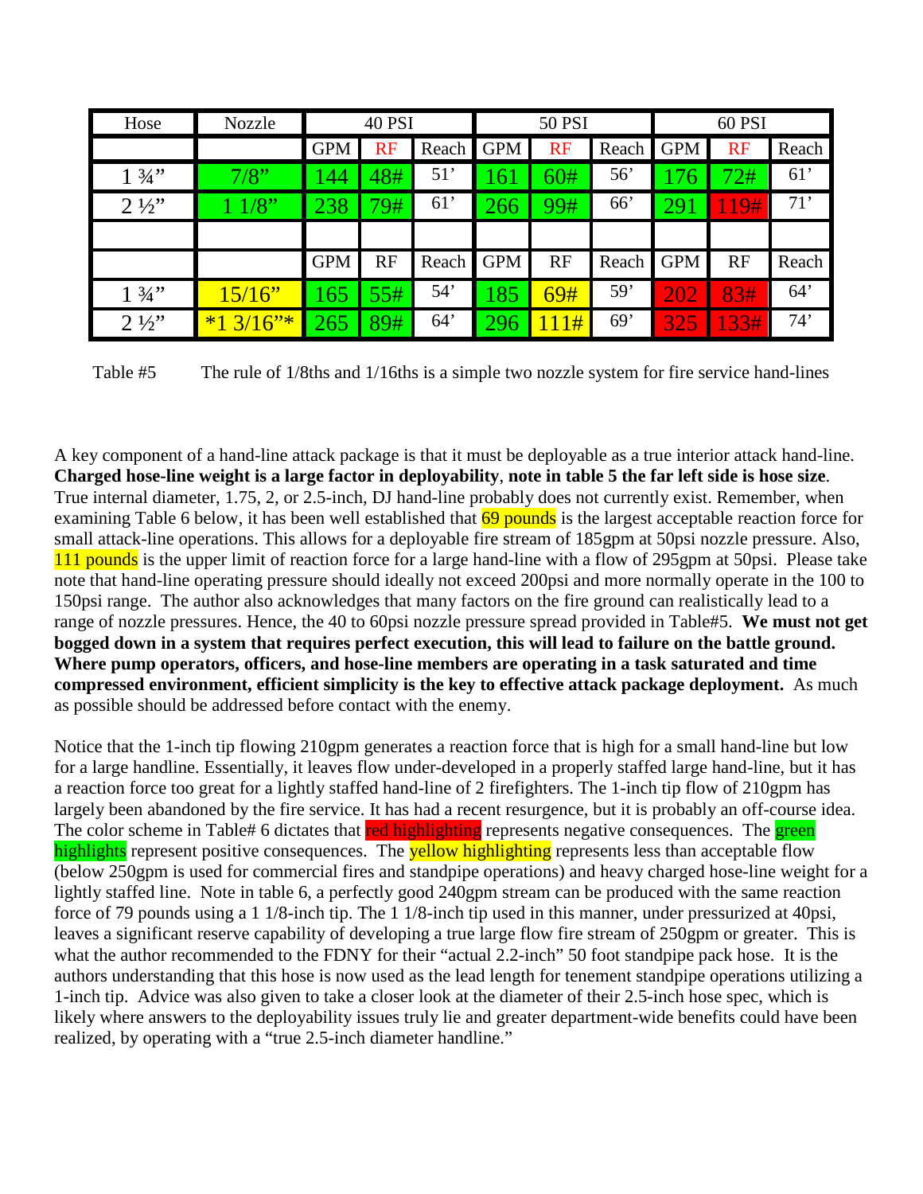| Hose | Nozzle | 40 PSI | | | 50 PSI | | | 60 PSI | | |
|---|---|---|---|---|---|---|---|---|---|---|
| | | GPM | RF | Reach | GPM | RF | Reach | GPM | RF | Reach |
| 1 ¾” | 7/8” | 144 | 48# | 51’ | 161 | 60# | 56’ | 176 | 72# | 61’ |
| 2 ½” | 1 1/8” | 238 | 79# | 61’ | 266 | 99# | 66’ | 291 | 119# | 71’ |
| | | | | | | | | | | |
| | | GPM | RF | Reach | GPM | RF | Reach | GPM | RF | Reach |
| 1 ¾” | 15/16” | 165 | 55# | 54’ | 185 | 69# | 59’ | 202 | 83# | 64’ |
| 2 ½” | *1 3/16”* | 265 | 89# | 64’ | 296 | 111# | 69’ | 325 | 133# | 74’ |

Table #5 The rule of 1/8ths and 1/16ths is a simple two nozzle system for fire service hand-lines

A key component of a hand-line attack package is that it must be deployable as a true interior attack hand-line. **Charged hose-line weight is a large factor in deployability**, **note in table 5 the far left side is hose size**. True internal diameter, 1.75, 2, or 2.5-inch, DJ hand-line probably does not currently exist. Remember, when examining Table 6 below, it has been well established that 69 pounds is the largest acceptable reaction force for small attack-line operations. This allows for a deployable fire stream of 185gpm at 50psi nozzle pressure. Also, 111 pounds is the upper limit of reaction force for a large hand-line with a flow of 295gpm at 50psi. Please take note that hand-line operating pressure should ideally not exceed 200psi and more normally operate in the 100 to 150psi range. The author also acknowledges that many factors on the fire ground can realistically lead to a range of nozzle pressures. Hence, the 40 to 60psi nozzle pressure spread provided in Table#5. **We must not get bogged down in a system that requires perfect execution, this will lead to failure on the battle ground. Where pump operators, officers, and hose-line members are operating in a task saturated and time compressed environment, efficient simplicity is the key to effective attack package deployment.** As much as possible should be addressed before contact with the enemy.

Notice that the 1-inch tip flowing 210gpm generates a reaction force that is high for a small hand-line but low for a large handline. Essentially, it leaves flow under-developed in a properly staffed large hand-line, but it has a reaction force too great for a lightly staffed hand-line of 2 firefighters. The 1-inch tip flow of 210gpm has largely been abandoned by the fire service. It has had a recent resurgence, but it is probably an off-course idea. The color scheme in Table# 6 dictates that red highlighting represents negative consequences. The green highlights represent positive consequences. The yellow highlighting represents less than acceptable flow (below 250gpm is used for commercial fires and standpipe operations) and heavy charged hose-line weight for a lightly staffed line. Note in table 6, a perfectly good 240gpm stream can be produced with the same reaction force of 79 pounds using a 1 1/8-inch tip. The 1 1/8-inch tip used in this manner, under pressurized at 40psi, leaves a significant reserve capability of developing a true large flow fire stream of 250gpm or greater. This is what the author recommended to the FDNY for their “actual 2.2-inch” 50 foot standpipe pack hose. It is the authors understanding that this hose is now used as the lead length for tenement standpipe operations utilizing a 1-inch tip. Advice was also given to take a closer look at the diameter of their 2.5-inch hose spec, which is likely where answers to the deployability issues truly lie and greater department-wide benefits could have been realized, by operating with a “true 2.5-inch diameter handline.”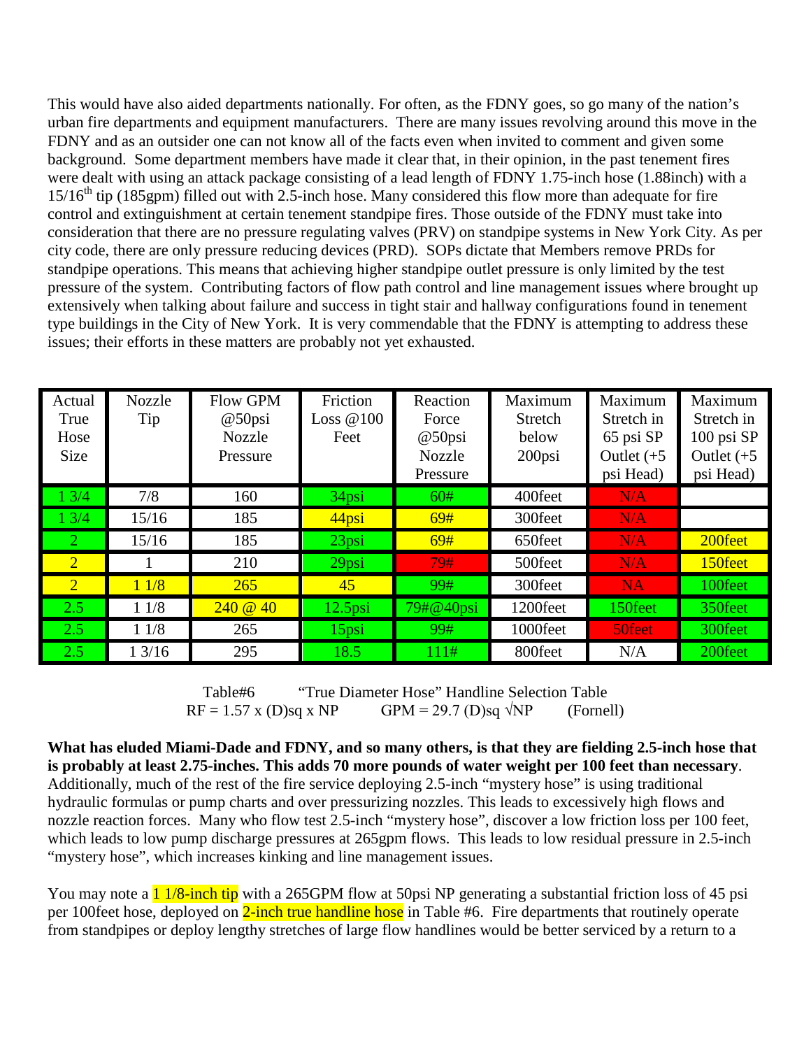This would have also aided departments nationally. For often, as the FDNY goes, so go many of the nation's urban fire departments and equipment manufacturers. There are many issues revolving around this move in the FDNY and as an outsider one can not know all of the facts even when invited to comment and given some background. Some department members have made it clear that, in their opinion, in the past tenement fires were dealt with using an attack package consisting of a lead length of FDNY 1.75-inch hose (1.88inch) with a 15/16[th] tip (185gpm) filled out with 2.5-inch hose. Many considered this flow more than adequate for fire control and extinguishment at certain tenement standpipe fires. Those outside of the FDNY must take into consideration that there are no pressure regulating valves (PRV) on standpipe systems in New York City. As per city code, there are only pressure reducing devices (PRD). SOPs dictate that Members remove PRDs for standpipe operations. This means that achieving higher standpipe outlet pressure is only limited by the test pressure of the system. Contributing factors of flow path control and line management issues where brought up extensively when talking about failure and success in tight stair and hallway configurations found in tenement type buildings in the City of New York. It is very commendable that the FDNY is attempting to address these issues; their efforts in these matters are probably not yet exhausted.

| Actual True Hose Size | Nozzle Tip | Flow GPM @50psi Nozzle Pressure | Friction Loss @100 Feet | Reaction Force @50psi Nozzle Pressure | Maximum Stretch below 200psi | Maximum Stretch in 65 psi SP Outlet (+5 psi Head) | Maximum Stretch in 100 psi SP Outlet (+5 psi Head) |
|---|---|---|---|---|---|---|---|
| 1 3/4 | 7/8 | 160 | 34psi | 60# | 400feet | N/A | |
| 1 3/4 | 15/16 | 185 | 44psi | 69# | 300feet | N/A | |
| 2 | 15/16 | 185 | 23psi | 69# | 650feet | N/A | 200feet |
| 2 | 1 | 210 | 29psi | 79# | 500feet | N/A | 150feet |
| 2 | 1 1/8 | 265 | 45 | 99# | 300feet | NA | 100feet |
| 2.5 | 1 1/8 | 240 @ 40 | 12.5psi | 79#@40psi | 1200feet | 150feet | 350feet |
| 2.5 | 1 1/8 | 265 | 15psi | 99# | 1000feet | 50feet | 300feet |
| 2.5 | 1 3/16 | 295 | 18.5 | 111# | 800feet | N/A | 200feet |

Table#6 "True Diameter Hose" Handline Selection Table
RF = 1.57 x (D)sq x NP GPM = 29.7 (D)sq √NP (Fornell)

**What has eluded Miami-Dade and FDNY, and so many others, is that they are fielding 2.5-inch hose that is probably at least 2.75-inches. This adds 70 more pounds of water weight per 100 feet than necessary**. Additionally, much of the rest of the fire service deploying 2.5-inch "mystery hose" is using traditional hydraulic formulas or pump charts and over pressurizing nozzles. This leads to excessively high flows and nozzle reaction forces. Many who flow test 2.5-inch "mystery hose", discover a low friction loss per 100 feet, which leads to low pump discharge pressures at 265gpm flows. This leads to low residual pressure in 2.5-inch "mystery hose", which increases kinking and line management issues.

You may note a 1 1/8-inch tip with a 265GPM flow at 50psi NP generating a substantial friction loss of 45 psi per 100feet hose, deployed on 2-inch true handline hose in Table #6. Fire departments that routinely operate from standpipes or deploy lengthy stretches of large flow handlines would be better serviced by a return to a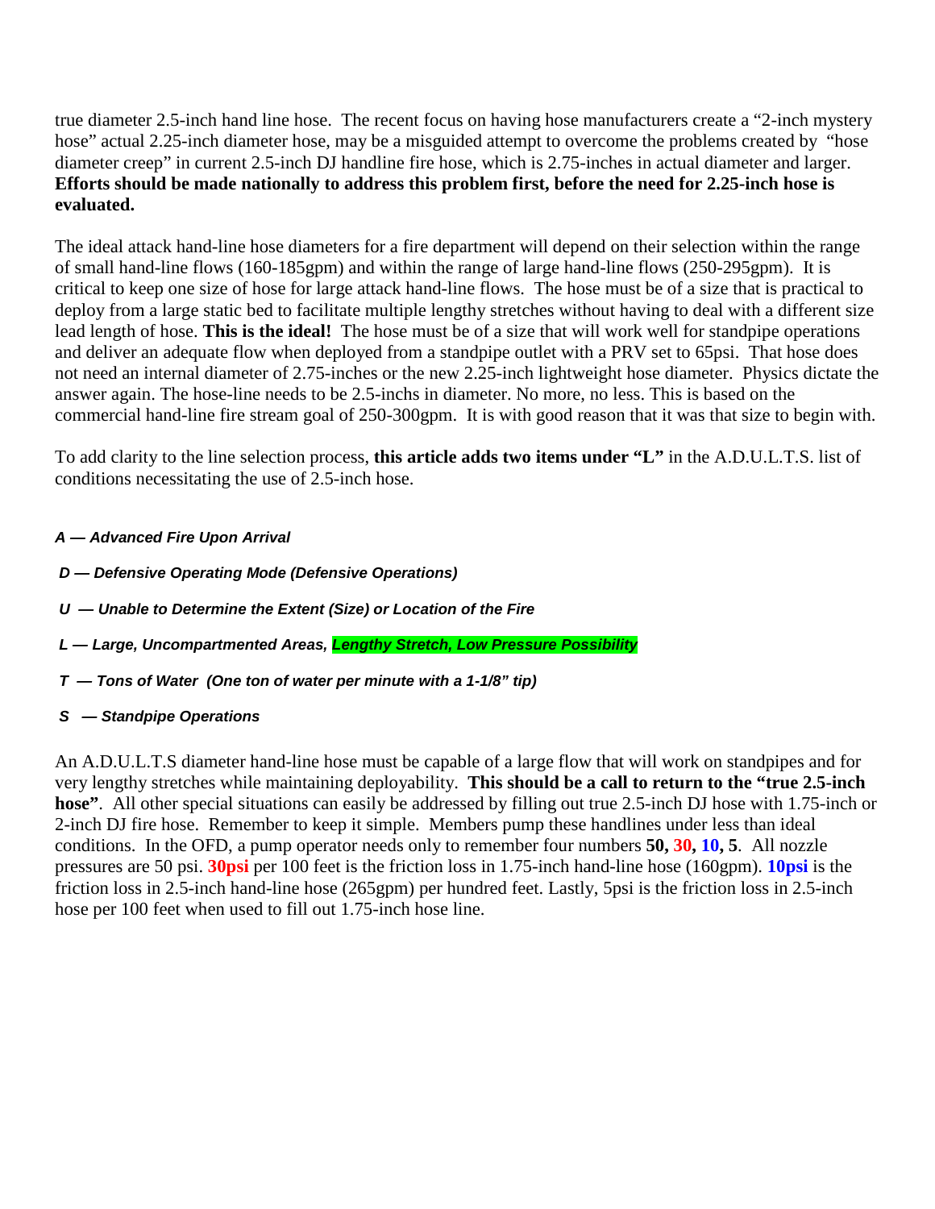true diameter 2.5-inch hand line hose. The recent focus on having hose manufacturers create a "2-inch mystery hose" actual 2.25-inch diameter hose, may be a misguided attempt to overcome the problems created by "hose diameter creep" in current 2.5-inch DJ handline fire hose, which is 2.75-inches in actual diameter and larger. **Efforts should be made nationally to address this problem first, before the need for 2.25-inch hose is evaluated.**

The ideal attack hand-line hose diameters for a fire department will depend on their selection within the range of small hand-line flows (160-185gpm) and within the range of large hand-line flows (250-295gpm). It is critical to keep one size of hose for large attack hand-line flows. The hose must be of a size that is practical to deploy from a large static bed to facilitate multiple lengthy stretches without having to deal with a different size lead length of hose. **This is the ideal!** The hose must be of a size that will work well for standpipe operations and deliver an adequate flow when deployed from a standpipe outlet with a PRV set to 65psi. That hose does not need an internal diameter of 2.75-inches or the new 2.25-inch lightweight hose diameter. Physics dictate the answer again. The hose-line needs to be 2.5-inchs in diameter. No more, no less. This is based on the commercial hand-line fire stream goal of 250-300gpm. It is with good reason that it was that size to begin with.

To add clarity to the line selection process, **this article adds two items under "L"** in the A.D.U.L.T.S. list of conditions necessitating the use of 2.5-inch hose.

***A — Advanced Fire Upon Arrival***

***D — Defensive Operating Mode (Defensive Operations)***

***U — Unable to Determine the Extent (Size) or Location of the Fire***

***L — Large, Uncompartmented Areas, Lengthy Stretch, Low Pressure Possibility***

***T — Tons of Water (One ton of water per minute with a 1-1/8" tip)***

***S — Standpipe Operations***

An A.D.U.L.T.S diameter hand-line hose must be capable of a large flow that will work on standpipes and for very lengthy stretches while maintaining deployability. **This should be a call to return to the "true 2.5-inch hose"**. All other special situations can easily be addressed by filling out true 2.5-inch DJ hose with 1.75-inch or 2-inch DJ fire hose. Remember to keep it simple. Members pump these handlines under less than ideal conditions. In the OFD, a pump operator needs only to remember four numbers **50, 30, 10, 5**. All nozzle pressures are 50 psi. **30psi** per 100 feet is the friction loss in 1.75-inch hand-line hose (160gpm). **10psi** is the friction loss in 2.5-inch hand-line hose (265gpm) per hundred feet. Lastly, 5psi is the friction loss in 2.5-inch hose per 100 feet when used to fill out 1.75-inch hose line.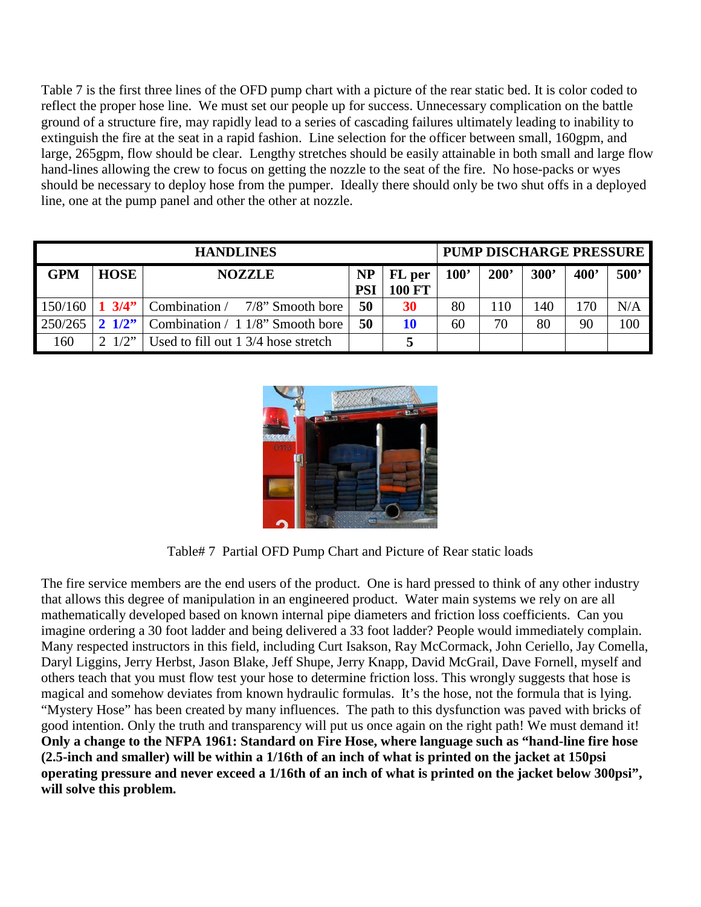Table 7 is the first three lines of the OFD pump chart with a picture of the rear static bed. It is color coded to reflect the proper hose line. We must set our people up for success. Unnecessary complication on the battle ground of a structure fire, may rapidly lead to a series of cascading failures ultimately leading to inability to extinguish the fire at the seat in a rapid fashion. Line selection for the officer between small, 160gpm, and large, 265gpm, flow should be clear. Lengthy stretches should be easily attainable in both small and large flow hand-lines allowing the crew to focus on getting the nozzle to the seat of the fire. No hose-packs or wyes should be necessary to deploy hose from the pumper. Ideally there should only be two shut offs in a deployed line, one at the pump panel and other the other at nozzle.

| HANDLINES | | | | | PUMP DISCHARGE PRESSURE | | | | |
|---|---|---|---|---|---|---|---|---|---|
| **GPM** | **HOSE** | **NOZZLE** | **NP PSI** | **FL per 100 FT** | **100'** | **200'** | **300'** | **400'** | **500'** |
| 150/160 | **1 3/4"** | Combination / 7/8" Smooth bore | **50** | **30** | 80 | 110 | 140 | 170 | N/A |
| 250/265 | **2 1/2"** | Combination / 1 1/8" Smooth bore | **50** | **10** | 60 | 70 | 80 | 90 | 100 |
| 160 | 2 1/2" | Used to fill out 1 3/4 hose stretch | | **5** | | | | | |

Table# 7 Partial OFD Pump Chart and Picture of Rear static loads

The fire service members are the end users of the product. One is hard pressed to think of any other industry that allows this degree of manipulation in an engineered product. Water main systems we rely on are all mathematically developed based on known internal pipe diameters and friction loss coefficients. Can you imagine ordering a 30 foot ladder and being delivered a 33 foot ladder? People would immediately complain. Many respected instructors in this field, including Curt Isakson, Ray McCormack, John Ceriello, Jay Comella, Daryl Liggins, Jerry Herbst, Jason Blake, Jeff Shupe, Jerry Knapp, David McGrail, Dave Fornell, myself and others teach that you must flow test your hose to determine friction loss. This wrongly suggests that hose is magical and somehow deviates from known hydraulic formulas. It's the hose, not the formula that is lying. "Mystery Hose" has been created by many influences. The path to this dysfunction was paved with bricks of good intention. Only the truth and transparency will put us once again on the right path! We must demand it! **Only a change to the NFPA 1961: Standard on Fire Hose, where language such as "hand-line fire hose (2.5-inch and smaller) will be within a 1/16th of an inch of what is printed on the jacket at 150psi operating pressure and never exceed a 1/16th of an inch of what is printed on the jacket below 300psi", will solve this problem.**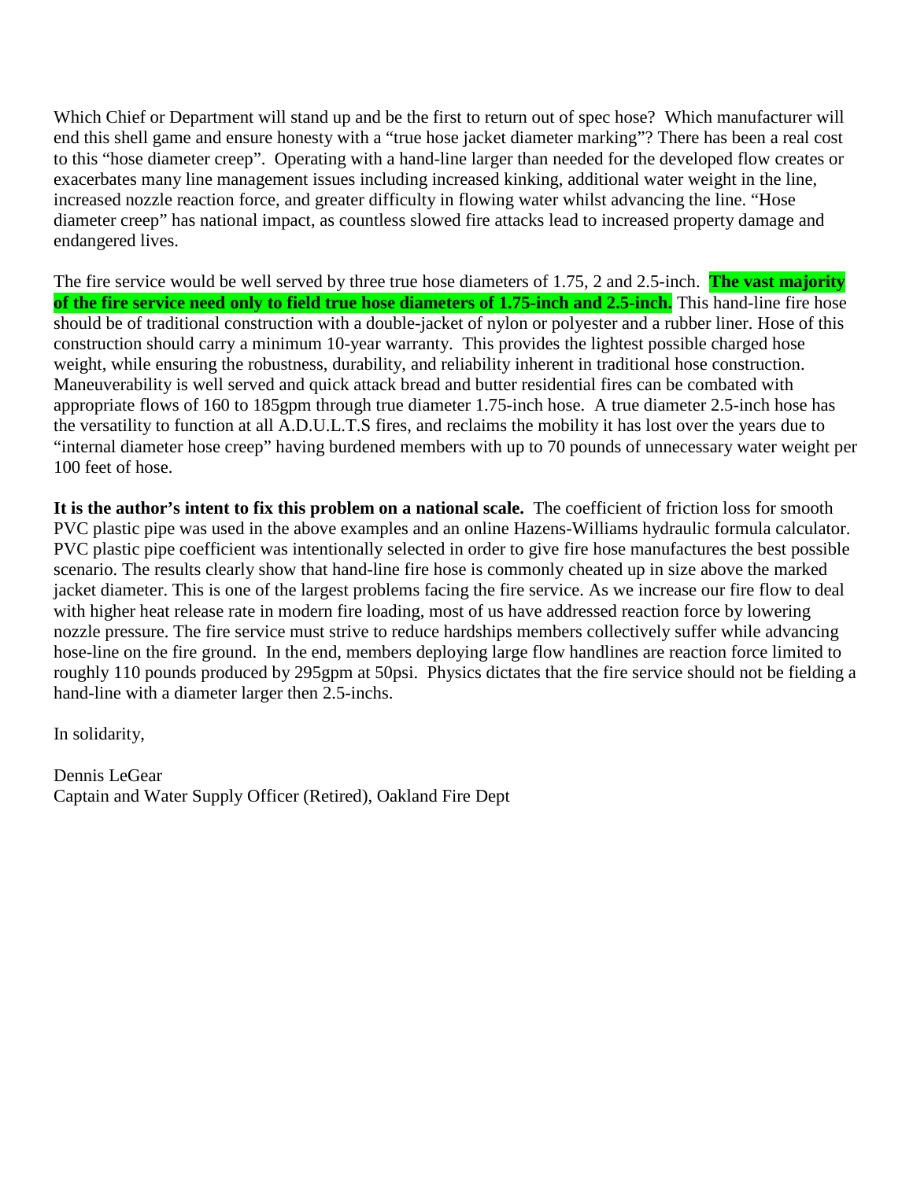Which Chief or Department will stand up and be the first to return out of spec hose? Which manufacturer will end this shell game and ensure honesty with a "true hose jacket diameter marking"? There has been a real cost to this "hose diameter creep". Operating with a hand-line larger than needed for the developed flow creates or exacerbates many line management issues including increased kinking, additional water weight in the line, increased nozzle reaction force, and greater difficulty in flowing water whilst advancing the line. "Hose diameter creep" has national impact, as countless slowed fire attacks lead to increased property damage and endangered lives.

The fire service would be well served by three true hose diameters of 1.75, 2 and 2.5-inch. **The vast majority of the fire service need only to field true hose diameters of 1.75-inch and 2.5-inch.** This hand-line fire hose should be of traditional construction with a double-jacket of nylon or polyester and a rubber liner. Hose of this construction should carry a minimum 10-year warranty. This provides the lightest possible charged hose weight, while ensuring the robustness, durability, and reliability inherent in traditional hose construction. Maneuverability is well served and quick attack bread and butter residential fires can be combated with appropriate flows of 160 to 185gpm through true diameter 1.75-inch hose. A true diameter 2.5-inch hose has the versatility to function at all A.D.U.L.T.S fires, and reclaims the mobility it has lost over the years due to "internal diameter hose creep" having burdened members with up to 70 pounds of unnecessary water weight per 100 feet of hose.

**It is the author's intent to fix this problem on a national scale.** The coefficient of friction loss for smooth PVC plastic pipe was used in the above examples and an online Hazens-Williams hydraulic formula calculator. PVC plastic pipe coefficient was intentionally selected in order to give fire hose manufactures the best possible scenario. The results clearly show that hand-line fire hose is commonly cheated up in size above the marked jacket diameter. This is one of the largest problems facing the fire service. As we increase our fire flow to deal with higher heat release rate in modern fire loading, most of us have addressed reaction force by lowering nozzle pressure. The fire service must strive to reduce hardships members collectively suffer while advancing hose-line on the fire ground. In the end, members deploying large flow handlines are reaction force limited to roughly 110 pounds produced by 295gpm at 50psi. Physics dictates that the fire service should not be fielding a hand-line with a diameter larger then 2.5-inchs.

In solidarity,

Dennis LeGear
Captain and Water Supply Officer (Retired), Oakland Fire Dept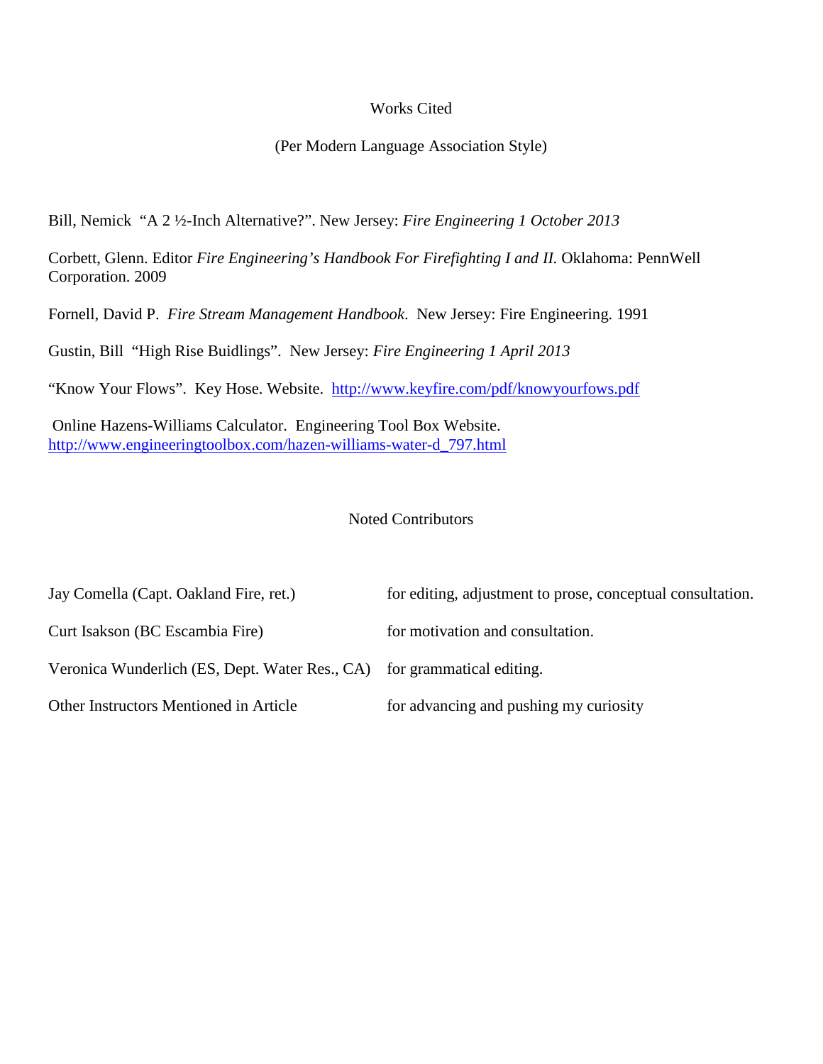# Works Cited

(Per Modern Language Association Style)

Bill, Nemick "A 2 ½-Inch Alternative?". New Jersey: *Fire Engineering 1 October 2013*

Corbett, Glenn. Editor *Fire Engineering's Handbook For Firefighting I and II.* Oklahoma: PennWell Corporation. 2009

Fornell, David P. *Fire Stream Management Handbook*. New Jersey: Fire Engineering. 1991

Gustin, Bill "High Rise Buidlings". New Jersey: *Fire Engineering 1 April 2013*

"Know Your Flows". Key Hose. Website. http://www.keyfire.com/pdf/knowyourfows.pdf

Online Hazens-Williams Calculator. Engineering Tool Box Website. http://www.engineeringtoolbox.com/hazen-williams-water-d_797.html

# Noted Contributors

| | |
|---|---|
| Jay Comella (Capt. Oakland Fire, ret.) | for editing, adjustment to prose, conceptual consultation. |
| Curt Isakson (BC Escambia Fire) | for motivation and consultation. |
| Veronica Wunderlich (ES, Dept. Water Res., CA) | for grammatical editing. |
| Other Instructors Mentioned in Article | for advancing and pushing my curiosity |